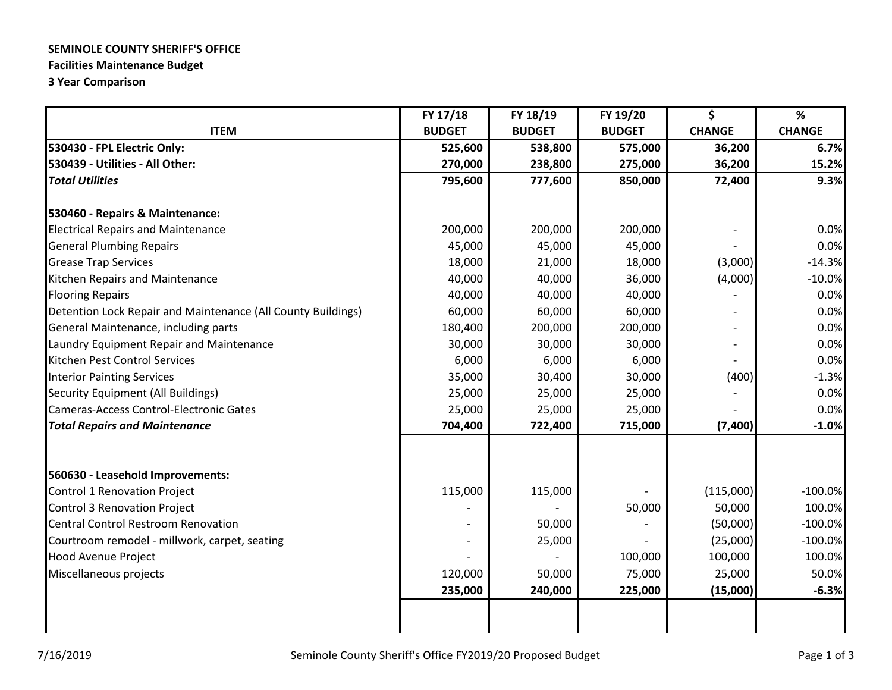**SEMINOLE COUNTY SHERIFF'S OFFICE**
**Facilities Maintenance Budget**
**3 Year Comparison**

| ITEM | FY 17/18 BUDGET | FY 18/19 BUDGET | FY 19/20 BUDGET | $ CHANGE | % CHANGE |
|---|---|---|---|---|---|
| **530430 - FPL Electric Only:** | **525,600** | **538,800** | **575,000** | **36,200** | **6.7%** |
| **530439 - Utilities - All Other:** | **270,000** | **238,800** | **275,000** | **36,200** | **15.2%** |
| ***Total Utilities*** | **795,600** | **777,600** | **850,000** | **72,400** | **9.3%** |
| | | | | | |
| **530460 - Repairs & Maintenance:** | | | | | |
| Electrical Repairs and Maintenance | 200,000 | 200,000 | 200,000 | - | 0.0% |
| General Plumbing Repairs | 45,000 | 45,000 | 45,000 | - | 0.0% |
| Grease Trap Services | 18,000 | 21,000 | 18,000 | (3,000) | -14.3% |
| Kitchen Repairs and Maintenance | 40,000 | 40,000 | 36,000 | (4,000) | -10.0% |
| Flooring Repairs | 40,000 | 40,000 | 40,000 | - | 0.0% |
| Detention Lock Repair and Maintenance (All County Buildings) | 60,000 | 60,000 | 60,000 | - | 0.0% |
| General Maintenance, including parts | 180,400 | 200,000 | 200,000 | - | 0.0% |
| Laundry Equipment Repair and Maintenance | 30,000 | 30,000 | 30,000 | - | 0.0% |
| Kitchen Pest Control Services | 6,000 | 6,000 | 6,000 | - | 0.0% |
| Interior Painting Services | 35,000 | 30,400 | 30,000 | (400) | -1.3% |
| Security Equipment (All Buildings) | 25,000 | 25,000 | 25,000 | - | 0.0% |
| Cameras-Access Control-Electronic Gates | 25,000 | 25,000 | 25,000 | - | 0.0% |
| ***Total Repairs and Maintenance*** | **704,400** | **722,400** | **715,000** | **(7,400)** | **-1.0%** |
| | | | | | |
| **560630 - Leasehold Improvements:** | | | | | |
| Control 1 Renovation Project | 115,000 | 115,000 | - | (115,000) | -100.0% |
| Control 3 Renovation Project | - | - | 50,000 | 50,000 | 100.0% |
| Central Control Restroom Renovation | - | 50,000 | - | (50,000) | -100.0% |
| Courtroom remodel - millwork, carpet, seating | - | 25,000 | - | (25,000) | -100.0% |
| Hood Avenue Project | - | - | 100,000 | 100,000 | 100.0% |
| Miscellaneous projects | 120,000 | 50,000 | 75,000 | 25,000 | 50.0% |
| | **235,000** | **240,000** | **225,000** | **(15,000)** | **-6.3%** |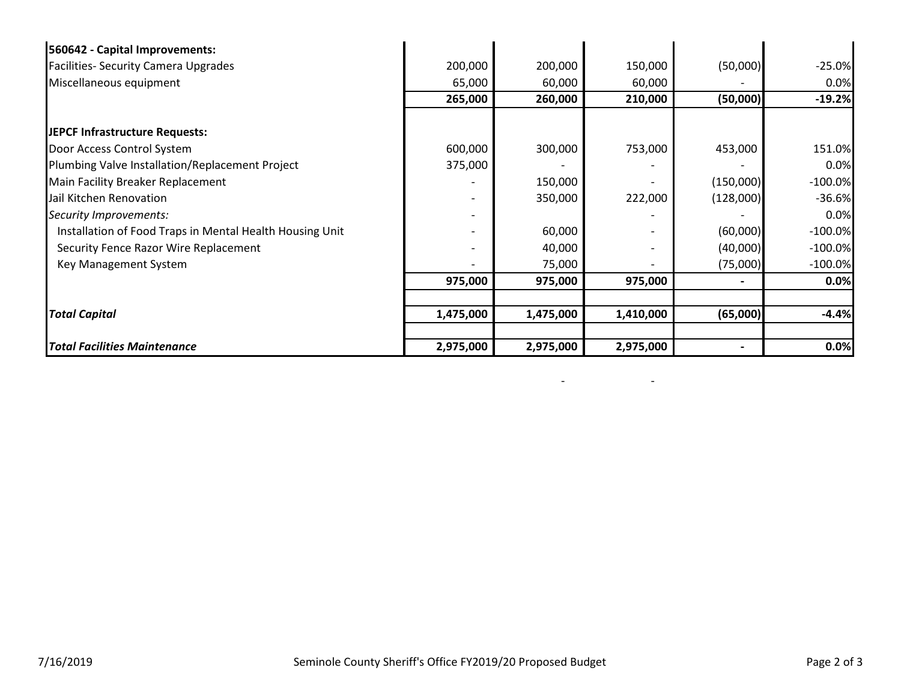| | | | | | |
|---|---|---|---|---|---|
| **560642 - Capital Improvements:** | | | | | |
| Facilities- Security Camera Upgrades | 200,000 | 200,000 | 150,000 | (50,000) | -25.0% |
| Miscellaneous equipment | 65,000 | 60,000 | 60,000 | - | 0.0% |
| | **265,000** | **260,000** | **210,000** | **(50,000)** | **-19.2%** |
| | | | | | |
| **JEPCF Infrastructure Requests:** | | | | | |
| Door Access Control System | 600,000 | 300,000 | 753,000 | 453,000 | 151.0% |
| Plumbing Valve Installation/Replacement Project | 375,000 | - | - | - | 0.0% |
| Main Facility Breaker Replacement | - | 150,000 | - | (150,000) | -100.0% |
| Jail Kitchen Renovation | - | 350,000 | 222,000 | (128,000) | -36.6% |
| *Security Improvements:* | - | | - | - | 0.0% |
| Installation of Food Traps in Mental Health Housing Unit | - | 60,000 | - | (60,000) | -100.0% |
| Security Fence Razor Wire Replacement | - | 40,000 | - | (40,000) | -100.0% |
| Key Management System | - | 75,000 | - | (75,000) | -100.0% |
| | **975,000** | **975,000** | **975,000** | **-** | **0.0%** |
| | | | | | |
| ***Total Capital*** | **1,475,000** | **1,475,000** | **1,410,000** | **(65,000)** | **-4.4%** |
| | | | | | |
| ***Total Facilities Maintenance*** | **2,975,000** | **2,975,000** | **2,975,000** | **-** | **0.0%** |

- -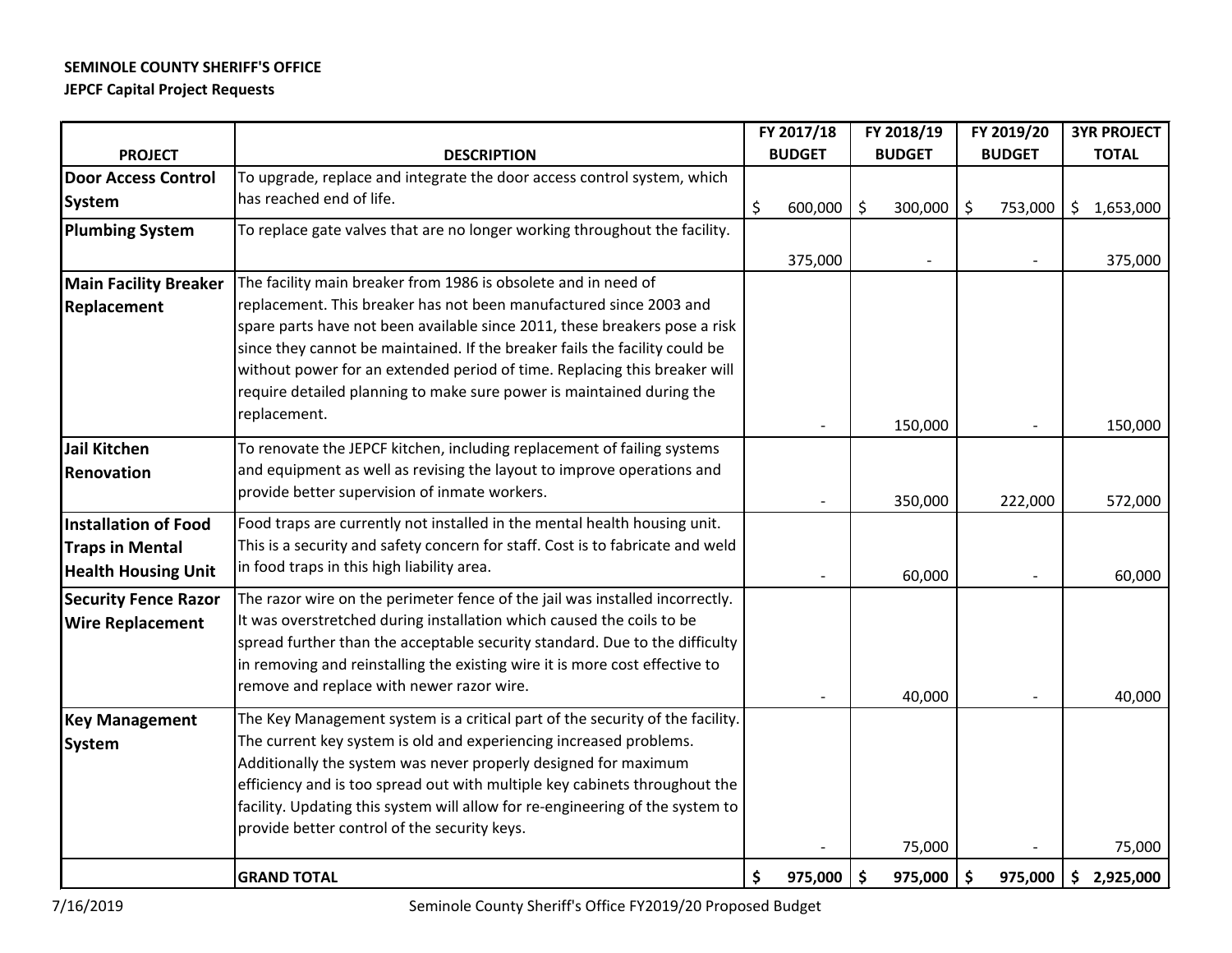**SEMINOLE COUNTY SHERIFF'S OFFICE**
**JEPCF Capital Project Requests**

| PROJECT | DESCRIPTION | FY 2017/18 BUDGET | FY 2018/19 BUDGET | FY 2019/20 BUDGET | 3YR PROJECT TOTAL |
|---|---|---|---|---|---|
| **Door Access Control System** | To upgrade, replace and integrate the door access control system, which has reached end of life. | $ 600,000 | $ 300,000 | $ 753,000 | $ 1,653,000 |
| **Plumbing System** | To replace gate valves that are no longer working throughout the facility. | 375,000 | - | - | 375,000 |
| **Main Facility Breaker Replacement** | The facility main breaker from 1986 is obsolete and in need of replacement. This breaker has not been manufactured since 2003 and spare parts have not been available since 2011, these breakers pose a risk since they cannot be maintained. If the breaker fails the facility could be without power for an extended period of time. Replacing this breaker will require detailed planning to make sure power is maintained during the replacement. | - | 150,000 | - | 150,000 |
| **Jail Kitchen Renovation** | To renovate the JEPCF kitchen, including replacement of failing systems and equipment as well as revising the layout to improve operations and provide better supervision of inmate workers. | - | 350,000 | 222,000 | 572,000 |
| **Installation of Food Traps in Mental Health Housing Unit** | Food traps are currently not installed in the mental health housing unit. This is a security and safety concern for staff. Cost is to fabricate and weld in food traps in this high liability area. | - | 60,000 | - | 60,000 |
| **Security Fence Razor Wire Replacement** | The razor wire on the perimeter fence of the jail was installed incorrectly. It was overstretched during installation which caused the coils to be spread further than the acceptable security standard. Due to the difficulty in removing and reinstalling the existing wire it is more cost effective to remove and replace with newer razor wire. | - | 40,000 | - | 40,000 |
| **Key Management System** | The Key Management system is a critical part of the security of the facility. The current key system is old and experiencing increased problems. Additionally the system was never properly designed for maximum efficiency and is too spread out with multiple key cabinets throughout the facility. Updating this system will allow for re-engineering of the system to provide better control of the security keys. | - | 75,000 | - | 75,000 |
| | **GRAND TOTAL** | **$ 975,000** | **$ 975,000** | **$ 975,000** | **$ 2,925,000** |

7/16/2019 Seminole County Sheriff's Office FY2019/20 Proposed Budget